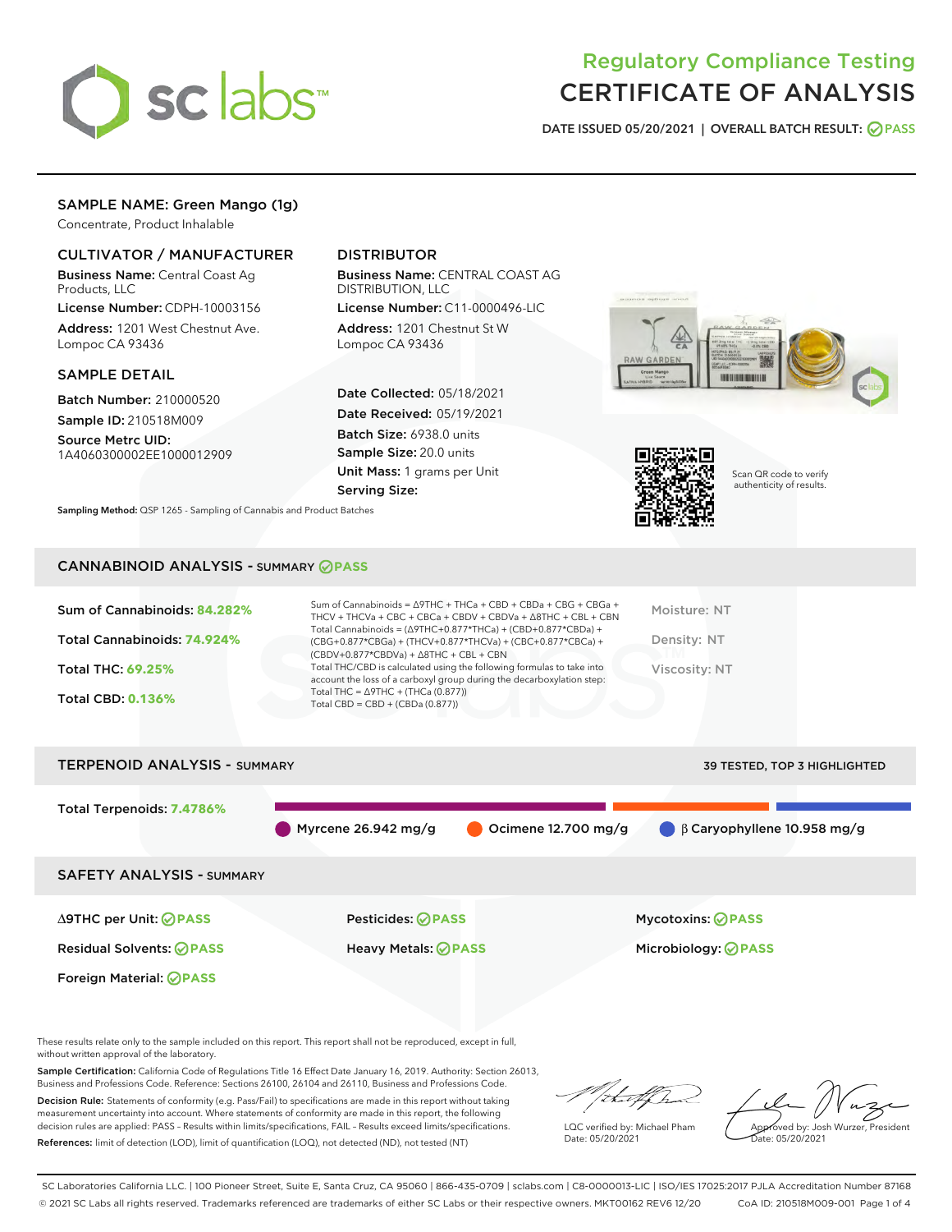# Regulatory Compliance Testing
# CERTIFICATE OF ANALYSIS

DATE ISSUED 05/20/2021 | OVERALL BATCH RESULT: PASS

## SAMPLE NAME: Green Mango (1g)

Concentrate, Product Inhalable

### CULTIVATOR / MANUFACTURER

**Business Name:** Central Coast Ag Products, LLC

**License Number:** CDPH-10003156

**Address:** 1201 West Chestnut Ave. Lompoc CA 93436

### DISTRIBUTOR

**Business Name:** CENTRAL COAST AG DISTRIBUTION, LLC

**License Number:** C11-0000496-LIC

**Address:** 1201 Chestnut St W Lompoc CA 93436

### SAMPLE DETAIL

**Batch Number:** 210000520

**Sample ID:** 210518M009

**Source Metrc UID:** 1A4060300002EE1000012909

**Date Collected:** 05/18/2021

**Date Received:** 05/19/2021

**Batch Size:** 6938.0 units

**Sample Size:** 20.0 units

**Unit Mass:** 1 grams per Unit

**Serving Size:**

Scan QR code to verify authenticity of results.

**Sampling Method:** QSP 1265 - Sampling of Cannabis and Product Batches

## CANNABINOID ANALYSIS - SUMMARY PASS

**Sum of Cannabinoids:** 84.282%

**Total Cannabinoids:** 74.924%

**Total THC:** 69.25%

**Total CBD:** 0.136%

Sum of Cannabinoids = Δ9THC + THCa + CBD + CBDa + CBG + CBGa + THCV + THCVa + CBC + CBCa + CBDV + CBDVa + Δ8THC + CBL + CBN

Total Cannabinoids = (Δ9THC+0.877*THCa) + (CBD+0.877*CBDa) + (CBG+0.877*CBGa) + (THCV+0.877*THCVa) + (CBC+0.877*CBCa) + (CBDV+0.877*CBDVa) + Δ8THC + CBL + CBN

Total THC/CBD is calculated using the following formulas to take into account the loss of a carboxyl group during the decarboxylation step:

Total THC = Δ9THC + (THCa (0.877))

Total CBD = CBD + (CBDa (0.877))

Moisture: NT

Density: NT

Viscosity: NT

## TERPENOID ANALYSIS - SUMMARY

39 TESTED, TOP 3 HIGHLIGHTED

**Total Terpenoids:** 7.4786%

Myrcene 26.942 mg/g | Ocimene 12.700 mg/g | β Caryophyllene 10.958 mg/g

## SAFETY ANALYSIS - SUMMARY

| | | |
|---|---|---|
| Δ9THC per Unit: PASS | Pesticides: PASS | Mycotoxins: PASS |
| Residual Solvents: PASS | Heavy Metals: PASS | Microbiology: PASS |
| Foreign Material: PASS | | |

These results relate only to the sample included on this report. This report shall not be reproduced, except in full, without written approval of the laboratory.

**Sample Certification:** California Code of Regulations Title 16 Effect Date January 16, 2019. Authority: Section 26013, Business and Professions Code. Reference: Sections 26100, 26104 and 26110, Business and Professions Code.

**Decision Rule:** Statements of conformity (e.g. Pass/Fail) to specifications are made in this report without taking measurement uncertainty into account. Where statements of conformity are made in this report, the following decision rules are applied: PASS – Results within limits/specifications, FAIL – Results exceed limits/specifications.

**References:** limit of detection (LOD), limit of quantification (LOQ), not detected (ND), not tested (NT)

LQC verified by: Michael Pham
Date: 05/20/2021

Approved by: Josh Wurzer, President
Date: 05/20/2021

SC Laboratories California LLC. | 100 Pioneer Street, Suite E, Santa Cruz, CA 95060 | 866-435-0709 | sclabs.com | C8-0000013-LIC | ISO/IES 17025:2017 PJLA Accreditation Number 87168
© 2021 SC Labs all rights reserved. Trademarks referenced are trademarks of either SC Labs or their respective owners. MKT00162 REV6 12/20 CoA ID: 210518M009-001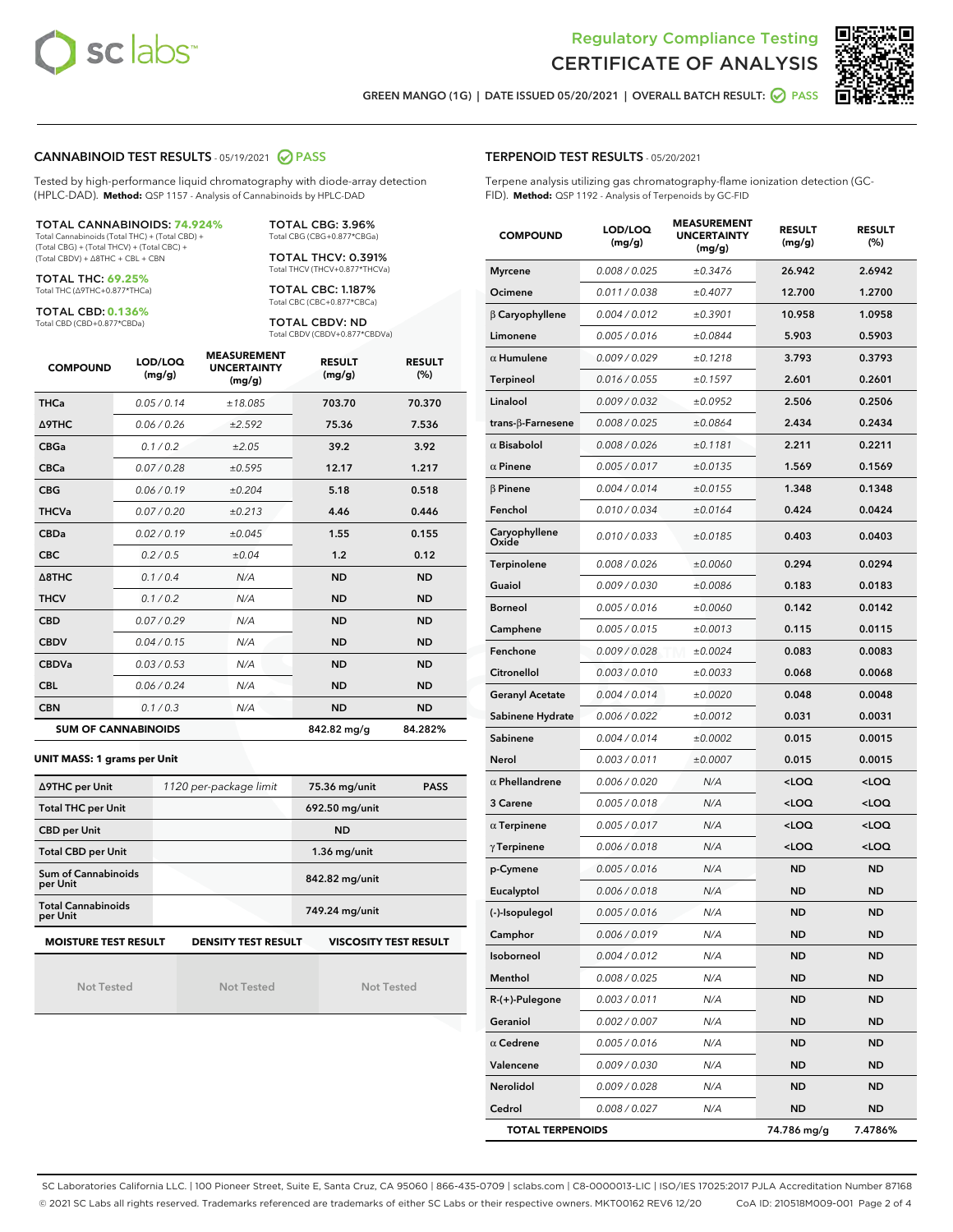Regulatory Compliance Testing
# CERTIFICATE OF ANALYSIS

GREEN MANGO (1G) | DATE ISSUED 05/20/2021 | OVERALL BATCH RESULT: PASS

## CANNABINOID TEST RESULTS - 05/19/2021 PASS

Tested by high-performance liquid chromatography with diode-array detection (HPLC-DAD). **Method:** QSP 1157 - Analysis of Cannabinoids by HPLC-DAD

**TOTAL CANNABINOIDS: 74.924%**
Total Cannabinoids (Total THC) + (Total CBD) + (Total CBG) + (Total THCV) + (Total CBC) + (Total CBDV) + Δ8THC + CBL + CBN

**TOTAL THC: 69.25%**
Total THC (Δ9THC+0.877*THCa)

**TOTAL CBD: 0.136%**
Total CBD (CBD+0.877*CBDa)

**TOTAL CBG: 3.96%**
Total CBG (CBG+0.877*CBGa)

**TOTAL THCV: 0.391%**
Total THCV (THCV+0.877*THCVa)

**TOTAL CBC: 1.187%**
Total CBC (CBC+0.877*CBCa)

**TOTAL CBDV: ND**
Total CBDV (CBDV+0.877*CBDVa)

| COMPOUND | LOD/LOQ (mg/g) | MEASUREMENT UNCERTAINTY (mg/g) | RESULT (mg/g) | RESULT (%) |
|---|---|---|---|---|
| THCa | 0.05 / 0.14 | ±18.085 | 703.70 | 70.370 |
| Δ9THC | 0.06 / 0.26 | ±2.592 | 75.36 | 7.536 |
| CBGa | 0.1 / 0.2 | ±2.05 | 39.2 | 3.92 |
| CBCa | 0.07 / 0.28 | ±0.595 | 12.17 | 1.217 |
| CBG | 0.06 / 0.19 | ±0.204 | 5.18 | 0.518 |
| THCVa | 0.07 / 0.20 | ±0.213 | 4.46 | 0.446 |
| CBDa | 0.02 / 0.19 | ±0.045 | 1.55 | 0.155 |
| CBC | 0.2 / 0.5 | ±0.04 | 1.2 | 0.12 |
| Δ8THC | 0.1 / 0.4 | N/A | ND | ND |
| THCV | 0.1 / 0.2 | N/A | ND | ND |
| CBD | 0.07 / 0.29 | N/A | ND | ND |
| CBDV | 0.04 / 0.15 | N/A | ND | ND |
| CBDVa | 0.03 / 0.53 | N/A | ND | ND |
| CBL | 0.06 / 0.24 | N/A | ND | ND |
| CBN | 0.1 / 0.3 | N/A | ND | ND |
| **SUM OF CANNABINOIDS** | | | **842.82 mg/g** | **84.282%** |

**UNIT MASS: 1 grams per Unit**

| | | | |
|---|---|---|---|
| Δ9THC per Unit | 1120 per-package limit | 75.36 mg/unit | PASS |
| Total THC per Unit | | 692.50 mg/unit | |
| CBD per Unit | | ND | |
| Total CBD per Unit | | 1.36 mg/unit | |
| Sum of Cannabinoids per Unit | | 842.82 mg/unit | |
| Total Cannabinoids per Unit | | 749.24 mg/unit | |

| MOISTURE TEST RESULT | DENSITY TEST RESULT | VISCOSITY TEST RESULT |
|---|---|---|
| Not Tested | Not Tested | Not Tested |

## TERPENOID TEST RESULTS - 05/20/2021

Terpene analysis utilizing gas chromatography-flame ionization detection (GC-FID). **Method:** QSP 1192 - Analysis of Terpenoids by GC-FID

| COMPOUND | LOD/LOQ (mg/g) | MEASUREMENT UNCERTAINTY (mg/g) | RESULT (mg/g) | RESULT (%) |
|---|---|---|---|---|
| Myrcene | 0.008 / 0.025 | ±0.3476 | 26.942 | 2.6942 |
| Ocimene | 0.011 / 0.038 | ±0.4077 | 12.700 | 1.2700 |
| β Caryophyllene | 0.004 / 0.012 | ±0.3901 | 10.958 | 1.0958 |
| Limonene | 0.005 / 0.016 | ±0.0844 | 5.903 | 0.5903 |
| α Humulene | 0.009 / 0.029 | ±0.1218 | 3.793 | 0.3793 |
| Terpineol | 0.016 / 0.055 | ±0.1597 | 2.601 | 0.2601 |
| Linalool | 0.009 / 0.032 | ±0.0952 | 2.506 | 0.2506 |
| trans-β-Farnesene | 0.008 / 0.025 | ±0.0864 | 2.434 | 0.2434 |
| α Bisabolol | 0.008 / 0.026 | ±0.1181 | 2.211 | 0.2211 |
| α Pinene | 0.005 / 0.017 | ±0.0135 | 1.569 | 0.1569 |
| β Pinene | 0.004 / 0.014 | ±0.0155 | 1.348 | 0.1348 |
| Fenchol | 0.010 / 0.034 | ±0.0164 | 0.424 | 0.0424 |
| Caryophyllene Oxide | 0.010 / 0.033 | ±0.0185 | 0.403 | 0.0403 |
| Terpinolene | 0.008 / 0.026 | ±0.0060 | 0.294 | 0.0294 |
| Guaiol | 0.009 / 0.030 | ±0.0086 | 0.183 | 0.0183 |
| Borneol | 0.005 / 0.016 | ±0.0060 | 0.142 | 0.0142 |
| Camphene | 0.005 / 0.015 | ±0.0013 | 0.115 | 0.0115 |
| Fenchone | 0.009 / 0.028 | ±0.0024 | 0.083 | 0.0083 |
| Citronellol | 0.003 / 0.010 | ±0.0033 | 0.068 | 0.0068 |
| Geranyl Acetate | 0.004 / 0.014 | ±0.0020 | 0.048 | 0.0048 |
| Sabinene Hydrate | 0.006 / 0.022 | ±0.0012 | 0.031 | 0.0031 |
| Sabinene | 0.004 / 0.014 | ±0.0002 | 0.015 | 0.0015 |
| Nerol | 0.003 / 0.011 | ±0.0007 | 0.015 | 0.0015 |
| α Phellandrene | 0.006 / 0.020 | N/A | <LOQ | <LOQ |
| 3 Carene | 0.005 / 0.018 | N/A | <LOQ | <LOQ |
| α Terpinene | 0.005 / 0.017 | N/A | <LOQ | <LOQ |
| γ Terpinene | 0.006 / 0.018 | N/A | <LOQ | <LOQ |
| p-Cymene | 0.005 / 0.016 | N/A | ND | ND |
| Eucalyptol | 0.006 / 0.018 | N/A | ND | ND |
| (-)-Isopulegol | 0.005 / 0.016 | N/A | ND | ND |
| Camphor | 0.006 / 0.019 | N/A | ND | ND |
| Isoborneol | 0.004 / 0.012 | N/A | ND | ND |
| Menthol | 0.008 / 0.025 | N/A | ND | ND |
| R-(+)-Pulegone | 0.003 / 0.011 | N/A | ND | ND |
| Geraniol | 0.002 / 0.007 | N/A | ND | ND |
| α Cedrene | 0.005 / 0.016 | N/A | ND | ND |
| Valencene | 0.009 / 0.030 | N/A | ND | ND |
| Nerolidol | 0.009 / 0.028 | N/A | ND | ND |
| Cedrol | 0.008 / 0.027 | N/A | ND | ND |
| **TOTAL TERPENOIDS** | | | **74.786 mg/g** | **7.4786%** |

SC Laboratories California LLC. | 100 Pioneer Street, Suite E, Santa Cruz, CA 95060 | 866-435-0709 | sclabs.com | C8-0000013-LIC | ISO/IES 17025:2017 PJLA Accreditation Number 87168
© 2021 SC Labs all rights reserved. Trademarks referenced are trademarks of either SC Labs or their respective owners. MKT00162 REV6 12/20 CoA ID: 210518M009-001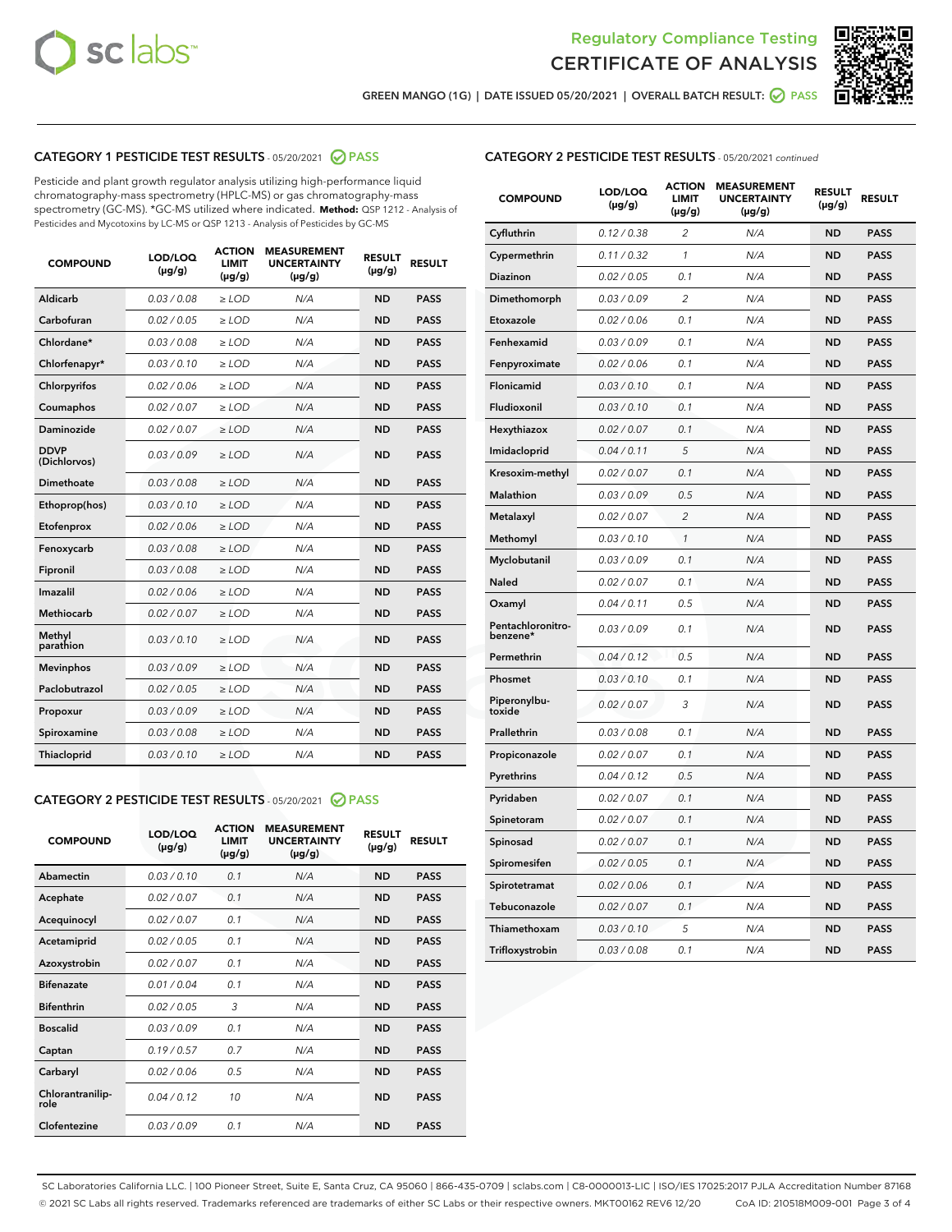Regulatory Compliance Testing
# CERTIFICATE OF ANALYSIS

GREEN MANGO (1G) | DATE ISSUED 05/20/2021 | OVERALL BATCH RESULT: PASS

## CATEGORY 1 PESTICIDE TEST RESULTS - 05/20/2021 PASS

Pesticide and plant growth regulator analysis utilizing high-performance liquid chromatography-mass spectrometry (HPLC-MS) or gas chromatography-mass spectrometry (GC-MS). *GC-MS utilized where indicated. **Method:** QSP 1212 - Analysis of Pesticides and Mycotoxins by LC-MS or QSP 1213 - Analysis of Pesticides by GC-MS

| COMPOUND | LOD/LOQ (µg/g) | ACTION LIMIT (µg/g) | MEASUREMENT UNCERTAINTY (µg/g) | RESULT (µg/g) | RESULT |
|---|---|---|---|---|---|
| Aldicarb | 0.03 / 0.08 | ≥ LOD | N/A | ND | PASS |
| Carbofuran | 0.02 / 0.05 | ≥ LOD | N/A | ND | PASS |
| Chlordane* | 0.03 / 0.08 | ≥ LOD | N/A | ND | PASS |
| Chlorfenapyr* | 0.03 / 0.10 | ≥ LOD | N/A | ND | PASS |
| Chlorpyrifos | 0.02 / 0.06 | ≥ LOD | N/A | ND | PASS |
| Coumaphos | 0.02 / 0.07 | ≥ LOD | N/A | ND | PASS |
| Daminozide | 0.02 / 0.07 | ≥ LOD | N/A | ND | PASS |
| DDVP (Dichlorvos) | 0.03 / 0.09 | ≥ LOD | N/A | ND | PASS |
| Dimethoate | 0.03 / 0.08 | ≥ LOD | N/A | ND | PASS |
| Ethoprop(hos) | 0.03 / 0.10 | ≥ LOD | N/A | ND | PASS |
| Etofenprox | 0.02 / 0.06 | ≥ LOD | N/A | ND | PASS |
| Fenoxycarb | 0.03 / 0.08 | ≥ LOD | N/A | ND | PASS |
| Fipronil | 0.03 / 0.08 | ≥ LOD | N/A | ND | PASS |
| Imazalil | 0.02 / 0.06 | ≥ LOD | N/A | ND | PASS |
| Methiocarb | 0.02 / 0.07 | ≥ LOD | N/A | ND | PASS |
| Methyl parathion | 0.03 / 0.10 | ≥ LOD | N/A | ND | PASS |
| Mevinphos | 0.03 / 0.09 | ≥ LOD | N/A | ND | PASS |
| Paclobutrazol | 0.02 / 0.05 | ≥ LOD | N/A | ND | PASS |
| Propoxur | 0.03 / 0.09 | ≥ LOD | N/A | ND | PASS |
| Spiroxamine | 0.03 / 0.08 | ≥ LOD | N/A | ND | PASS |
| Thiacloprid | 0.03 / 0.10 | ≥ LOD | N/A | ND | PASS |

## CATEGORY 2 PESTICIDE TEST RESULTS - 05/20/2021 PASS

| COMPOUND | LOD/LOQ (µg/g) | ACTION LIMIT (µg/g) | MEASUREMENT UNCERTAINTY (µg/g) | RESULT (µg/g) | RESULT |
|---|---|---|---|---|---|
| Abamectin | 0.03 / 0.10 | 0.1 | N/A | ND | PASS |
| Acephate | 0.02 / 0.07 | 0.1 | N/A | ND | PASS |
| Acequinocyl | 0.02 / 0.07 | 0.1 | N/A | ND | PASS |
| Acetamiprid | 0.02 / 0.05 | 0.1 | N/A | ND | PASS |
| Azoxystrobin | 0.02 / 0.07 | 0.1 | N/A | ND | PASS |
| Bifenazate | 0.01 / 0.04 | 0.1 | N/A | ND | PASS |
| Bifenthrin | 0.02 / 0.05 | 3 | N/A | ND | PASS |
| Boscalid | 0.03 / 0.09 | 0.1 | N/A | ND | PASS |
| Captan | 0.19 / 0.57 | 0.7 | N/A | ND | PASS |
| Carbaryl | 0.02 / 0.06 | 0.5 | N/A | ND | PASS |
| Chlorantraniliprole | 0.04 / 0.12 | 10 | N/A | ND | PASS |
| Clofentezine | 0.03 / 0.09 | 0.1 | N/A | ND | PASS |
| Cyfluthrin | 0.12 / 0.38 | 2 | N/A | ND | PASS |
| Cypermethrin | 0.11 / 0.32 | 1 | N/A | ND | PASS |
| Diazinon | 0.02 / 0.05 | 0.1 | N/A | ND | PASS |
| Dimethomorph | 0.03 / 0.09 | 2 | N/A | ND | PASS |
| Etoxazole | 0.02 / 0.06 | 0.1 | N/A | ND | PASS |
| Fenhexamid | 0.03 / 0.09 | 0.1 | N/A | ND | PASS |
| Fenpyroximate | 0.02 / 0.06 | 0.1 | N/A | ND | PASS |
| Flonicamid | 0.03 / 0.10 | 0.1 | N/A | ND | PASS |
| Fludioxonil | 0.03 / 0.10 | 0.1 | N/A | ND | PASS |
| Hexythiazox | 0.02 / 0.07 | 0.1 | N/A | ND | PASS |
| Imidacloprid | 0.04 / 0.11 | 5 | N/A | ND | PASS |
| Kresoxim-methyl | 0.02 / 0.07 | 0.1 | N/A | ND | PASS |
| Malathion | 0.03 / 0.09 | 0.5 | N/A | ND | PASS |
| Metalaxyl | 0.02 / 0.07 | 2 | N/A | ND | PASS |
| Methomyl | 0.03 / 0.10 | 1 | N/A | ND | PASS |
| Myclobutanil | 0.03 / 0.09 | 0.1 | N/A | ND | PASS |
| Naled | 0.02 / 0.07 | 0.1 | N/A | ND | PASS |
| Oxamyl | 0.04 / 0.11 | 0.5 | N/A | ND | PASS |
| Pentachloronitrobenzene* | 0.03 / 0.09 | 0.1 | N/A | ND | PASS |
| Permethrin | 0.04 / 0.12 | 0.5 | N/A | ND | PASS |
| Phosmet | 0.03 / 0.10 | 0.1 | N/A | ND | PASS |
| Piperonylbutoxide | 0.02 / 0.07 | 3 | N/A | ND | PASS |
| Prallethrin | 0.03 / 0.08 | 0.1 | N/A | ND | PASS |
| Propiconazole | 0.02 / 0.07 | 0.1 | N/A | ND | PASS |
| Pyrethrins | 0.04 / 0.12 | 0.5 | N/A | ND | PASS |
| Pyridaben | 0.02 / 0.07 | 0.1 | N/A | ND | PASS |
| Spinetoram | 0.02 / 0.07 | 0.1 | N/A | ND | PASS |
| Spinosad | 0.02 / 0.07 | 0.1 | N/A | ND | PASS |
| Spiromesifen | 0.02 / 0.05 | 0.1 | N/A | ND | PASS |
| Spirotetramat | 0.02 / 0.06 | 0.1 | N/A | ND | PASS |
| Tebuconazole | 0.02 / 0.07 | 0.1 | N/A | ND | PASS |
| Thiamethoxam | 0.03 / 0.10 | 5 | N/A | ND | PASS |
| Trifloxystrobin | 0.03 / 0.08 | 0.1 | N/A | ND | PASS |

SC Laboratories California LLC. | 100 Pioneer Street, Suite E, Santa Cruz, CA 95060 | 866-435-0709 | sclabs.com | C8-0000013-LIC | ISO/IES 17025:2017 PJLA Accreditation Number 87168
© 2021 SC Labs all rights reserved. Trademarks referenced are trademarks of either SC Labs or their respective owners. MKT00162 REV6 12/20 CoA ID: 210518M009-001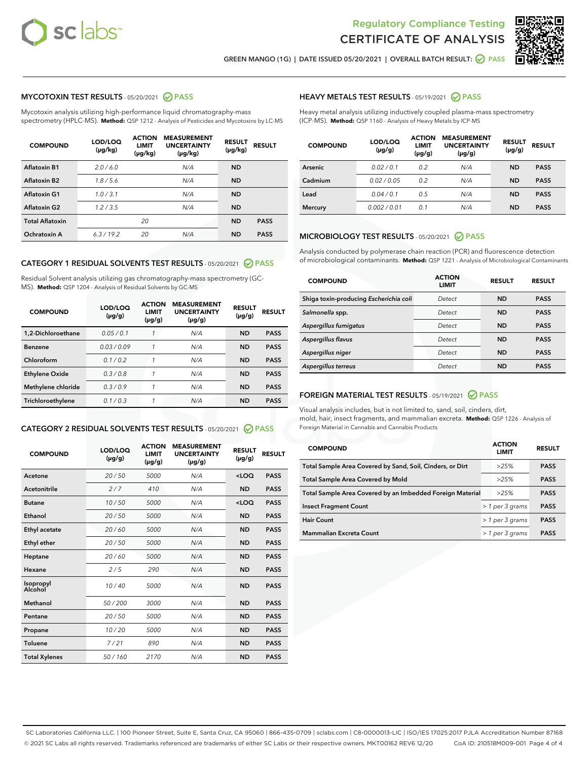Regulatory Compliance Testing

# CERTIFICATE OF ANALYSIS

GREEN MANGO (1G) | DATE ISSUED 05/20/2021 | OVERALL BATCH RESULT: PASS

## MYCOTOXIN TEST RESULTS - 05/20/2021 PASS

Mycotoxin analysis utilizing high-performance liquid chromatography-mass spectrometry (HPLC-MS). **Method:** QSP 1212 - Analysis of Pesticides and Mycotoxins by LC-MS

| COMPOUND | LOD/LOQ (µg/kg) | ACTION LIMIT (µg/kg) | MEASUREMENT UNCERTAINTY (µg/kg) | RESULT (µg/kg) | RESULT |
|---|---|---|---|---|---|
| Aflatoxin B1 | 2.0 / 6.0 | | N/A | ND | |
| Aflatoxin B2 | 1.8 / 5.6 | | N/A | ND | |
| Aflatoxin G1 | 1.0 / 3.1 | | N/A | ND | |
| Aflatoxin G2 | 1.2 / 3.5 | | N/A | ND | |
| Total Aflatoxin | | 20 | | ND | PASS |
| Ochratoxin A | 6.3 / 19.2 | 20 | N/A | ND | PASS |

## CATEGORY 1 RESIDUAL SOLVENTS TEST RESULTS - 05/20/2021 PASS

Residual Solvent analysis utilizing gas chromatography-mass spectrometry (GC-MS). **Method:** QSP 1204 - Analysis of Residual Solvents by GC-MS

| COMPOUND | LOD/LOQ (µg/g) | ACTION LIMIT (µg/g) | MEASUREMENT UNCERTAINTY (µg/g) | RESULT (µg/g) | RESULT |
|---|---|---|---|---|---|
| 1,2-Dichloroethane | 0.05 / 0.1 | 1 | N/A | ND | PASS |
| Benzene | 0.03 / 0.09 | 1 | N/A | ND | PASS |
| Chloroform | 0.1 / 0.2 | 1 | N/A | ND | PASS |
| Ethylene Oxide | 0.3 / 0.8 | 1 | N/A | ND | PASS |
| Methylene chloride | 0.3 / 0.9 | 1 | N/A | ND | PASS |
| Trichloroethylene | 0.1 / 0.3 | 1 | N/A | ND | PASS |

## CATEGORY 2 RESIDUAL SOLVENTS TEST RESULTS - 05/20/2021 PASS

| COMPOUND | LOD/LOQ (µg/g) | ACTION LIMIT (µg/g) | MEASUREMENT UNCERTAINTY (µg/g) | RESULT (µg/g) | RESULT |
|---|---|---|---|---|---|
| Acetone | 20 / 50 | 5000 | N/A | <LOQ | PASS |
| Acetonitrile | 2 / 7 | 410 | N/A | ND | PASS |
| Butane | 10 / 50 | 5000 | N/A | <LOQ | PASS |
| Ethanol | 20 / 50 | 5000 | N/A | ND | PASS |
| Ethyl acetate | 20 / 60 | 5000 | N/A | ND | PASS |
| Ethyl ether | 20 / 50 | 5000 | N/A | ND | PASS |
| Heptane | 20 / 60 | 5000 | N/A | ND | PASS |
| Hexane | 2 / 5 | 290 | N/A | ND | PASS |
| Isopropyl Alcohol | 10 / 40 | 5000 | N/A | ND | PASS |
| Methanol | 50 / 200 | 3000 | N/A | ND | PASS |
| Pentane | 20 / 50 | 5000 | N/A | ND | PASS |
| Propane | 10 / 20 | 5000 | N/A | ND | PASS |
| Toluene | 7 / 21 | 890 | N/A | ND | PASS |
| Total Xylenes | 50 / 160 | 2170 | N/A | ND | PASS |

## HEAVY METALS TEST RESULTS - 05/19/2021 PASS

Heavy metal analysis utilizing inductively coupled plasma-mass spectrometry (ICP-MS). **Method:** QSP 1160 - Analysis of Heavy Metals by ICP-MS

| COMPOUND | LOD/LOQ (µg/g) | ACTION LIMIT (µg/g) | MEASUREMENT UNCERTAINTY (µg/g) | RESULT (µg/g) | RESULT |
|---|---|---|---|---|---|
| Arsenic | 0.02 / 0.1 | 0.2 | N/A | ND | PASS |
| Cadmium | 0.02 / 0.05 | 0.2 | N/A | ND | PASS |
| Lead | 0.04 / 0.1 | 0.5 | N/A | ND | PASS |
| Mercury | 0.002 / 0.01 | 0.1 | N/A | ND | PASS |

## MICROBIOLOGY TEST RESULTS - 05/20/2021 PASS

Analysis conducted by polymerase chain reaction (PCR) and fluorescence detection of microbiological contaminants. **Method:** QSP 1221 - Analysis of Microbiological Contaminants

| COMPOUND | ACTION LIMIT | RESULT | RESULT |
|---|---|---|---|
| Shiga toxin-producing *Escherichia coli* | Detect | ND | PASS |
| *Salmonella* spp. | Detect | ND | PASS |
| *Aspergillus fumigatus* | Detect | ND | PASS |
| *Aspergillus flavus* | Detect | ND | PASS |
| *Aspergillus niger* | Detect | ND | PASS |
| *Aspergillus terreus* | Detect | ND | PASS |

## FOREIGN MATERIAL TEST RESULTS - 05/19/2021 PASS

Visual analysis includes, but is not limited to, sand, soil, cinders, dirt, mold, hair, insect fragments, and mammalian excreta. **Method:** QSP 1226 - Analysis of Foreign Material in Cannabis and Cannabis Products

| COMPOUND | ACTION LIMIT | RESULT |
|---|---|---|
| Total Sample Area Covered by Sand, Soil, Cinders, or Dirt | >25% | PASS |
| Total Sample Area Covered by Mold | >25% | PASS |
| Total Sample Area Covered by an Imbedded Foreign Material | >25% | PASS |
| Insect Fragment Count | > 1 per 3 grams | PASS |
| Hair Count | > 1 per 3 grams | PASS |
| Mammalian Excreta Count | > 1 per 3 grams | PASS |

SC Laboratories California LLC. | 100 Pioneer Street, Suite E, Santa Cruz, CA 95060 | 866-435-0709 | sclabs.com | C8-0000013-LIC | ISO/IES 17025:2017 PJLA Accreditation Number 87168
© 2021 SC Labs all rights reserved. Trademarks referenced are trademarks of either SC Labs or their respective owners. MKT00162 REV6 12/20 CoA ID: 210518M009-001